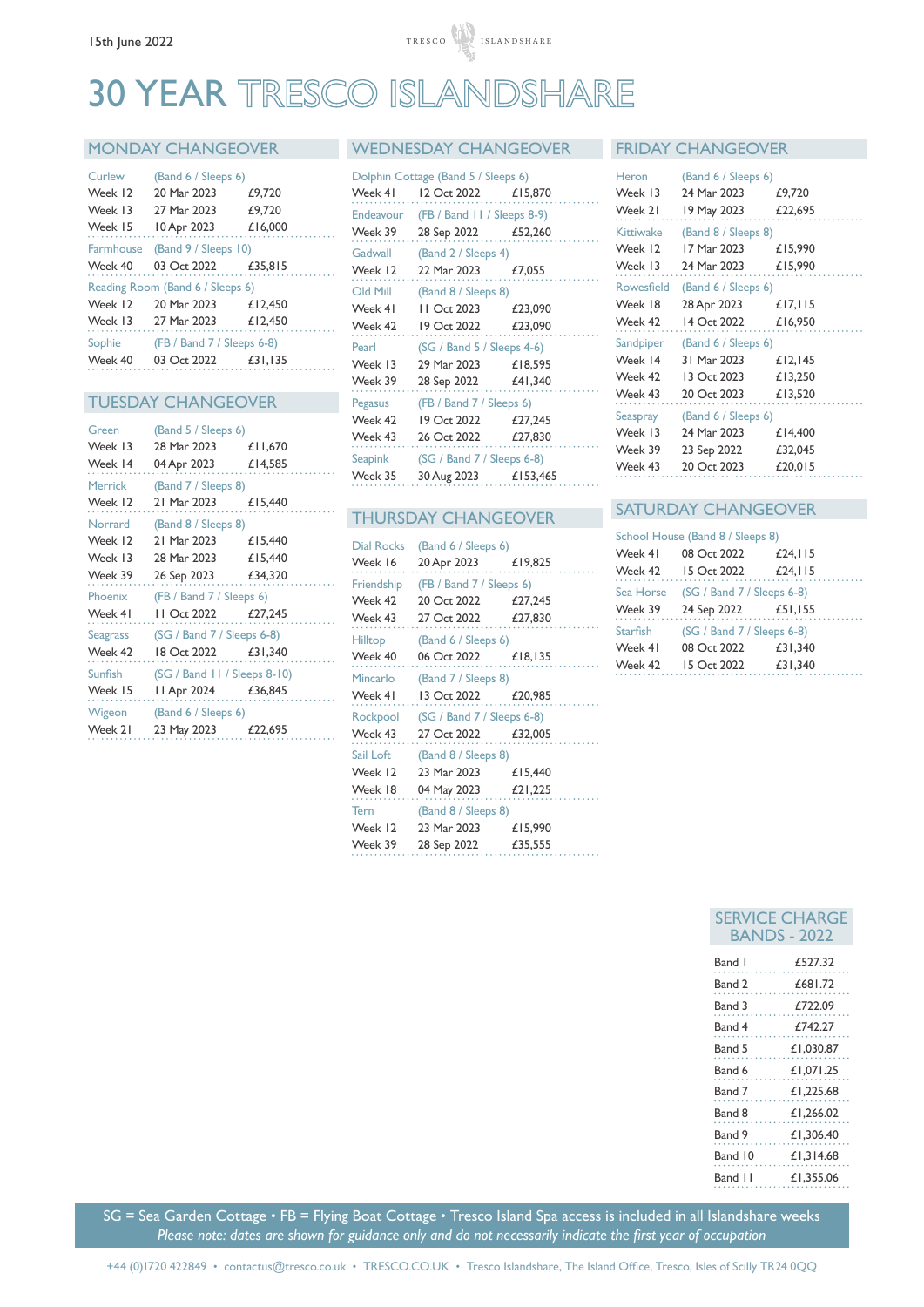15th June 2022

# 30 YEAR TRESCO ISLANDSHARE

## MONDAY CHANGEOVER

**Curlew** (Band 6 / Sleeps 6)

| | | |
|---|---|---|
| Week 12 | 20 Mar 2023 | £9,720 |
| Week 13 | 27 Mar 2023 | £9,720 |
| Week 15 | 10 Apr 2023 | £16,000 |

**Farmhouse** (Band 9 / Sleeps 10)

| | | |
|---|---|---|
| Week 40 | 03 Oct 2022 | £35,815 |

**Reading Room** (Band 6 / Sleeps 6)

| | | |
|---|---|---|
| Week 12 | 20 Mar 2023 | £12,450 |
| Week 13 | 27 Mar 2023 | £12,450 |

**Sophie** (FB / Band 7 / Sleeps 6-8)

| | | |
|---|---|---|
| Week 40 | 03 Oct 2022 | £31,135 |

## TUESDAY CHANGEOVER

**Green** (Band 5 / Sleeps 6)

| | | |
|---|---|---|
| Week 13 | 28 Mar 2023 | £11,670 |
| Week 14 | 04 Apr 2023 | £14,585 |

**Merrick** (Band 7 / Sleeps 8)

| | | |
|---|---|---|
| Week 12 | 21 Mar 2023 | £15,440 |

**Norrard** (Band 8 / Sleeps 8)

| | | |
|---|---|---|
| Week 12 | 21 Mar 2023 | £15,440 |
| Week 13 | 28 Mar 2023 | £15,440 |
| Week 39 | 26 Sep 2023 | £34,320 |

**Phoenix** (FB / Band 7 / Sleeps 6)

| | | |
|---|---|---|
| Week 41 | 11 Oct 2022 | £27,245 |

**Seagrass** (SG / Band 7 / Sleeps 6-8)

| | | |
|---|---|---|
| Week 42 | 18 Oct 2022 | £31,340 |

**Sunfish** (SG / Band 11 / Sleeps 8-10)

| | | |
|---|---|---|
| Week 15 | 11 Apr 2024 | £36,845 |

**Wigeon** (Band 6 / Sleeps 6)

| | | |
|---|---|---|
| Week 21 | 23 May 2023 | £22,695 |

## WEDNESDAY CHANGEOVER

**Dolphin Cottage** (Band 5 / Sleeps 6)

| | | |
|---|---|---|
| Week 41 | 12 Oct 2022 | £15,870 |

**Endeavour** (FB / Band 11 / Sleeps 8-9)

| | | |
|---|---|---|
| Week 39 | 28 Sep 2022 | £52,260 |

**Gadwall** (Band 2 / Sleeps 4)

| | | |
|---|---|---|
| Week 12 | 22 Mar 2023 | £7,055 |

**Old Mill** (Band 8 / Sleeps 8)

| | | |
|---|---|---|
| Week 41 | 11 Oct 2023 | £23,090 |
| Week 42 | 19 Oct 2022 | £23,090 |

**Pearl** (SG / Band 5 / Sleeps 4-6)

| | | |
|---|---|---|
| Week 13 | 29 Mar 2023 | £18,595 |
| Week 39 | 28 Sep 2022 | £41,340 |

**Pegasus** (FB / Band 7 / Sleeps 6)

| | | |
|---|---|---|
| Week 42 | 19 Oct 2022 | £27,245 |
| Week 43 | 26 Oct 2022 | £27,830 |

**Seapink** (SG / Band 7 / Sleeps 6-8)

| | | |
|---|---|---|
| Week 35 | 30 Aug 2023 | £153,465 |

## THURSDAY CHANGEOVER

**Dial Rocks** (Band 6 / Sleeps 6)

| | | |
|---|---|---|
| Week 16 | 20 Apr 2023 | £19,825 |

**Friendship** (FB / Band 7 / Sleeps 6)

| | | |
|---|---|---|
| Week 42 | 20 Oct 2022 | £27,245 |
| Week 43 | 27 Oct 2022 | £27,830 |

**Hilltop** (Band 6 / Sleeps 6)

| | | |
|---|---|---|
| Week 40 | 06 Oct 2022 | £18,135 |

**Mincarlo** (Band 7 / Sleeps 8)

| | | |
|---|---|---|
| Week 41 | 13 Oct 2022 | £20,985 |

**Rockpool** (SG / Band 7 / Sleeps 6-8)

| | | |
|---|---|---|
| Week 43 | 27 Oct 2022 | £32,005 |

**Sail Loft** (Band 8 / Sleeps 8)

| | | |
|---|---|---|
| Week 12 | 23 Mar 2023 | £15,440 |
| Week 18 | 04 May 2023 | £21,225 |

**Tern** (Band 8 / Sleeps 8)

| | | |
|---|---|---|
| Week 12 | 23 Mar 2023 | £15,990 |
| Week 39 | 28 Sep 2022 | £35,555 |

## FRIDAY CHANGEOVER

**Heron** (Band 6 / Sleeps 6)

| | | |
|---|---|---|
| Week 13 | 24 Mar 2023 | £9,720 |
| Week 21 | 19 May 2023 | £22,695 |

**Kittiwake** (Band 8 / Sleeps 8)

| | | |
|---|---|---|
| Week 12 | 17 Mar 2023 | £15,990 |
| Week 13 | 24 Mar 2023 | £15,990 |

**Rowesfield** (Band 6 / Sleeps 6)

| | | |
|---|---|---|
| Week 18 | 28 Apr 2023 | £17,115 |
| Week 42 | 14 Oct 2022 | £16,950 |

**Sandpiper** (Band 6 / Sleeps 6)

| | | |
|---|---|---|
| Week 14 | 31 Mar 2023 | £12,145 |
| Week 42 | 13 Oct 2023 | £13,250 |
| Week 43 | 20 Oct 2023 | £13,520 |

**Seaspray** (Band 6 / Sleeps 6-8)

| | | |
|---|---|---|
| Week 13 | 24 Mar 2023 | £14,400 |
| Week 39 | 23 Sep 2022 | £32,045 |
| Week 43 | 20 Oct 2023 | £20,015 |

## SATURDAY CHANGEOVER

**School House** (Band 8 / Sleeps 8)

| | | |
|---|---|---|
| Week 41 | 08 Oct 2022 | £24,115 |
| Week 42 | 15 Oct 2022 | £24,115 |

**Sea Horse** (SG / Band 7 / Sleeps 6-8)

| | | |
|---|---|---|
| Week 39 | 24 Sep 2022 | £51,155 |

**Starfish** (SG / Band 7 / Sleeps 6-8)

| | | |
|---|---|---|
| Week 41 | 08 Oct 2022 | £31,340 |
| Week 42 | 15 Oct 2022 | £31,340 |

## SERVICE CHARGE BANDS - 2022

| Band | Charge |
|---|---|
| Band 1 | £527.32 |
| Band 2 | £681.72 |
| Band 3 | £722.09 |
| Band 4 | £742.27 |
| Band 5 | £1,030.87 |
| Band 6 | £1,071.25 |
| Band 7 | £1,225.68 |
| Band 8 | £1,266.02 |
| Band 9 | £1,306.40 |
| Band 10 | £1,314.68 |
| Band 11 | £1,355.06 |

SG = Sea Garden Cottage • FB = Flying Boat Cottage • Tresco Island Spa access is included in all Islandshare weeks

*Please note: dates are shown for guidance only and do not necessarily indicate the first year of occupation*

+44 (0)1720 422849 • contactus@tresco.co.uk • TRESCO.CO.UK • Tresco Islandshare, The Island Office, Tresco, Isles of Scilly TR24 0QQ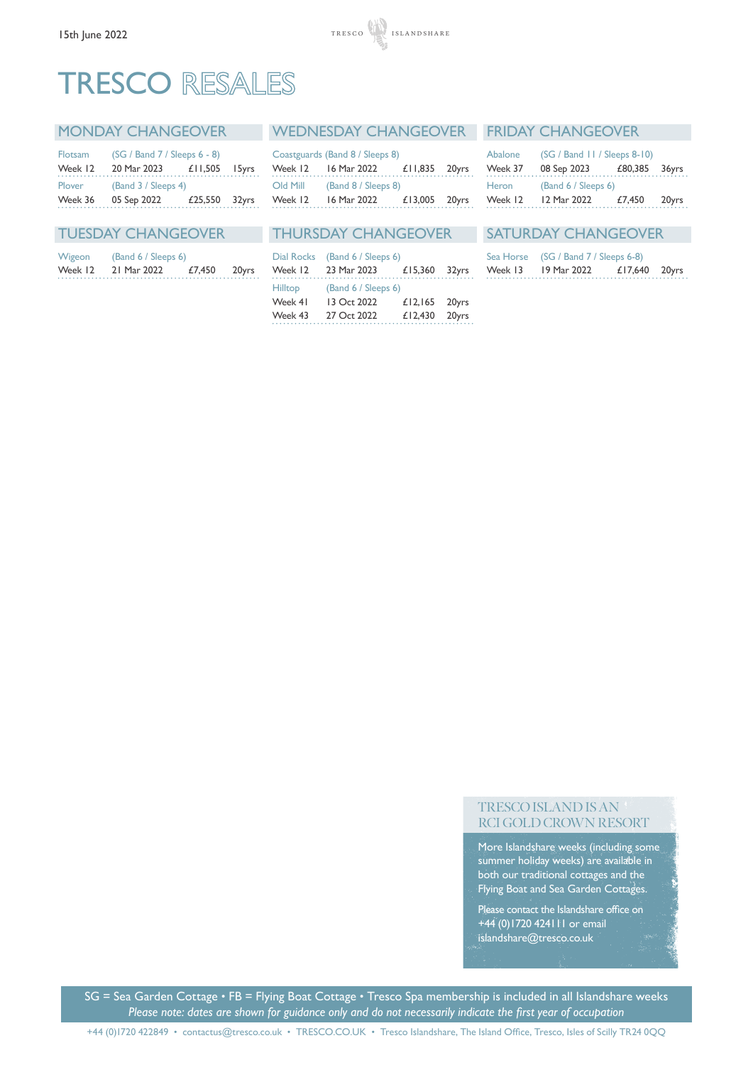15th June 2022

# TRESCO RESALES

## MONDAY CHANGEOVER

**Flotsam** (SG / Band 7 / Sleeps 6 - 8)

| | | | |
|---|---|---|---|
| Week 12 | 20 Mar 2023 | £11,505 | 15yrs |

**Plover** (Band 3 / Sleeps 4)

| | | | |
|---|---|---|---|
| Week 36 | 05 Sep 2022 | £25,550 | 32yrs |

## TUESDAY CHANGEOVER

**Wigeon** (Band 6 / Sleeps 6)

| | | | |
|---|---|---|---|
| Week 12 | 21 Mar 2022 | £7,450 | 20yrs |

## WEDNESDAY CHANGEOVER

**Coastguards** (Band 8 / Sleeps 8)

| | | | |
|---|---|---|---|
| Week 12 | 16 Mar 2022 | £11,835 | 20yrs |

**Old Mill** (Band 8 / Sleeps 8)

| | | | |
|---|---|---|---|
| Week 12 | 16 Mar 2022 | £13,005 | 20yrs |

## THURSDAY CHANGEOVER

**Dial Rocks** (Band 6 / Sleeps 6)

| | | | |
|---|---|---|---|
| Week 12 | 23 Mar 2023 | £15,360 | 32yrs |

**Hilltop** (Band 6 / Sleeps 6)

| | | | |
|---|---|---|---|
| Week 41 | 13 Oct 2022 | £12,165 | 20yrs |
| Week 43 | 27 Oct 2022 | £12,430 | 20yrs |

## FRIDAY CHANGEOVER

**Abalone** (SG / Band 11 / Sleeps 8-10)

| | | | |
|---|---|---|---|
| Week 37 | 08 Sep 2023 | £80,385 | 36yrs |

**Heron** (Band 6 / Sleeps 6)

| | | | |
|---|---|---|---|
| Week 12 | 12 Mar 2022 | £7,450 | 20yrs |

## SATURDAY CHANGEOVER

**Sea Horse** (SG / Band 7 / Sleeps 6-8)

| | | | |
|---|---|---|---|
| Week 13 | 19 Mar 2022 | £17,640 | 20yrs |

### TRESCO ISLAND IS AN RCI GOLD CROWN RESORT

More Islandshare weeks (including some summer holiday weeks) are available in both our traditional cottages and the Flying Boat and Sea Garden Cottages.

Please contact the Islandshare office on +44 (0)1720 424111 or email islandshare@tresco.co.uk

SG = Sea Garden Cottage • FB = Flying Boat Cottage • Tresco Spa membership is included in all Islandshare weeks

*Please note: dates are shown for guidance only and do not necessarily indicate the first year of occupation*

+44 (0)1720 422849 • contactus@tresco.co.uk • TRESCO.CO.UK • Tresco Islandshare, The Island Office, Tresco, Isles of Scilly TR24 0QQ